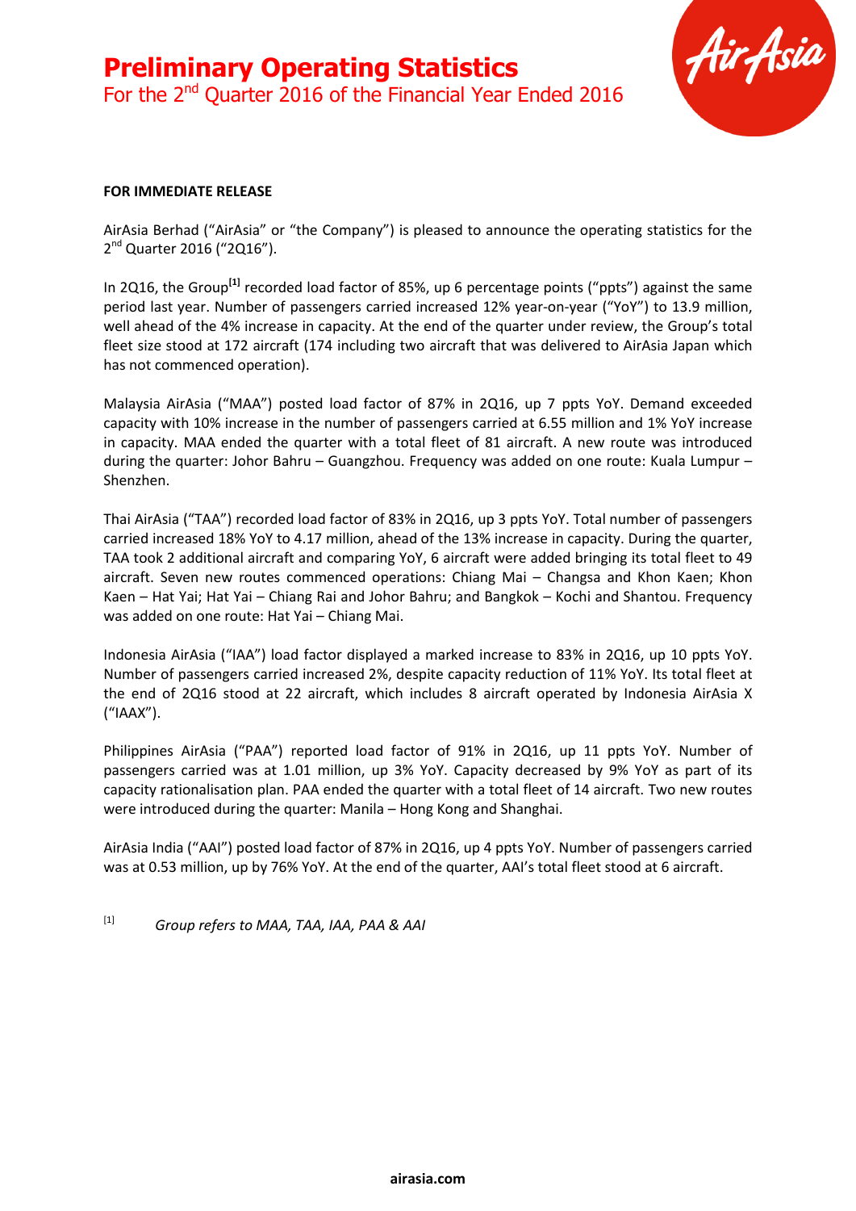# Preliminary Operating Statistics

## For the 2nd Quarter 2016 of the Financial Year Ended 2016

**FOR IMMEDIATE RELEASE**

AirAsia Berhad ("AirAsia" or "the Company") is pleased to announce the operating statistics for the 2nd Quarter 2016 ("2Q16").

In 2Q16, the Group[1] recorded load factor of 85%, up 6 percentage points ("ppts") against the same period last year. Number of passengers carried increased 12% year-on-year ("YoY") to 13.9 million, well ahead of the 4% increase in capacity. At the end of the quarter under review, the Group's total fleet size stood at 172 aircraft (174 including two aircraft that was delivered to AirAsia Japan which has not commenced operation).

Malaysia AirAsia ("MAA") posted load factor of 87% in 2Q16, up 7 ppts YoY. Demand exceeded capacity with 10% increase in the number of passengers carried at 6.55 million and 1% YoY increase in capacity. MAA ended the quarter with a total fleet of 81 aircraft. A new route was introduced during the quarter: Johor Bahru – Guangzhou. Frequency was added on one route: Kuala Lumpur – Shenzhen.

Thai AirAsia ("TAA") recorded load factor of 83% in 2Q16, up 3 ppts YoY. Total number of passengers carried increased 18% YoY to 4.17 million, ahead of the 13% increase in capacity. During the quarter, TAA took 2 additional aircraft and comparing YoY, 6 aircraft were added bringing its total fleet to 49 aircraft. Seven new routes commenced operations: Chiang Mai – Changsa and Khon Kaen; Khon Kaen – Hat Yai; Hat Yai – Chiang Rai and Johor Bahru; and Bangkok – Kochi and Shantou. Frequency was added on one route: Hat Yai – Chiang Mai.

Indonesia AirAsia ("IAA") load factor displayed a marked increase to 83% in 2Q16, up 10 ppts YoY. Number of passengers carried increased 2%, despite capacity reduction of 11% YoY. Its total fleet at the end of 2Q16 stood at 22 aircraft, which includes 8 aircraft operated by Indonesia AirAsia X ("IAAX").

Philippines AirAsia ("PAA") reported load factor of 91% in 2Q16, up 11 ppts YoY. Number of passengers carried was at 1.01 million, up 3% YoY. Capacity decreased by 9% YoY as part of its capacity rationalisation plan. PAA ended the quarter with a total fleet of 14 aircraft. Two new routes were introduced during the quarter: Manila – Hong Kong and Shanghai.

AirAsia India ("AAI") posted load factor of 87% in 2Q16, up 4 ppts YoY. Number of passengers carried was at 0.53 million, up by 76% YoY. At the end of the quarter, AAI's total fleet stood at 6 aircraft.

[1] *Group refers to MAA, TAA, IAA, PAA & AAI*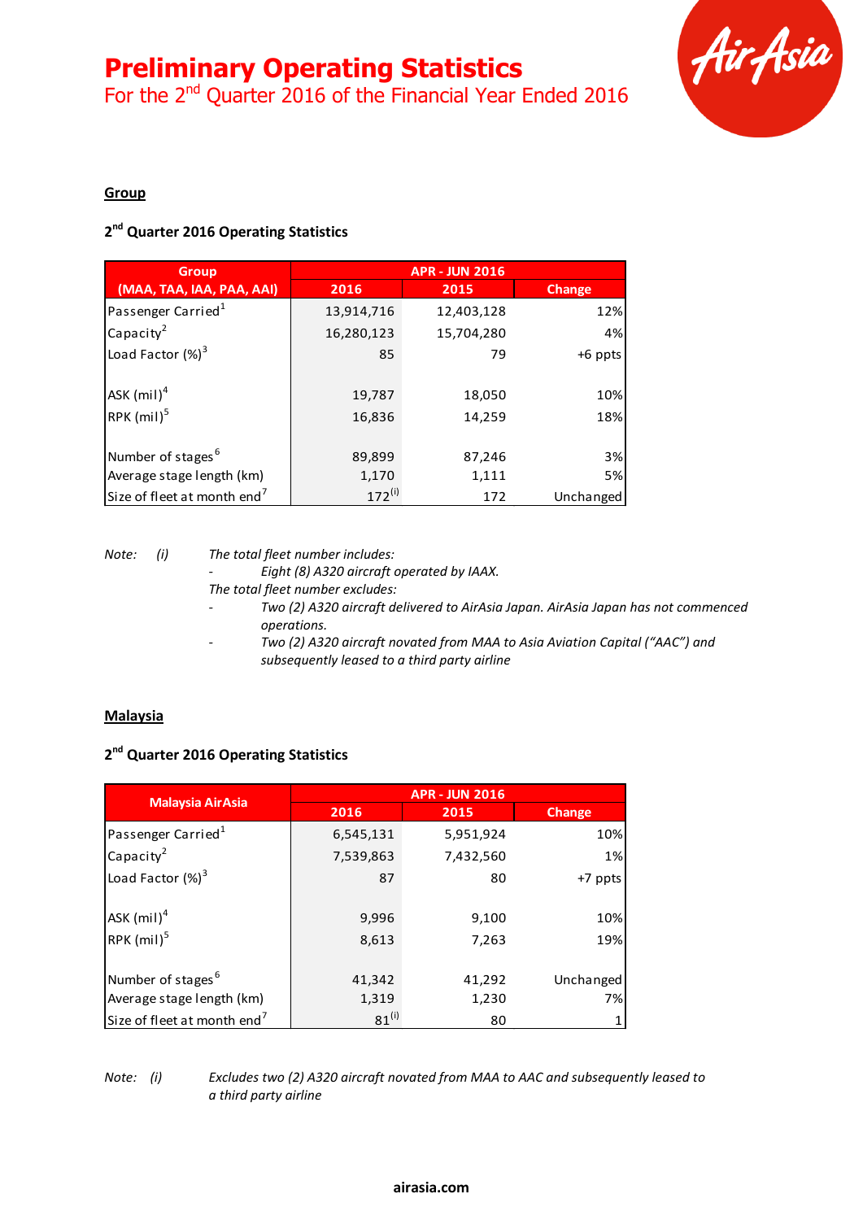# Preliminary Operating Statistics

For the 2nd Quarter 2016 of the Financial Year Ended 2016

## Group

### 2nd Quarter 2016 Operating Statistics

| Group (MAA, TAA, IAA, PAA, AAI) | APR - JUN 2016 | | |
|---|---|---|---|
| | 2016 | 2015 | Change |
| Passenger Carried[1] | 13,914,716 | 12,403,128 | 12% |
| Capacity[2] | 16,280,123 | 15,704,280 | 4% |
| Load Factor (%)[3] | 85 | 79 | +6 ppts |
| | | | |
| ASK (mil)[4] | 19,787 | 18,050 | 10% |
| RPK (mil)[5] | 16,836 | 14,259 | 18% |
| | | | |
| Number of stages[6] | 89,899 | 87,246 | 3% |
| Average stage length (km) | 1,170 | 1,111 | 5% |
| Size of fleet at month end[7] | 172[(i)] | 172 | Unchanged |

*Note: (i) The total fleet number includes:*

- *Eight (8) A320 aircraft operated by IAAX.*

*The total fleet number excludes:*

- *Two (2) A320 aircraft delivered to AirAsia Japan. AirAsia Japan has not commenced operations.*
- *Two (2) A320 aircraft novated from MAA to Asia Aviation Capital ("AAC") and subsequently leased to a third party airline*

## Malaysia

### 2nd Quarter 2016 Operating Statistics

| Malaysia AirAsia | APR - JUN 2016 | | |
|---|---|---|---|
| | 2016 | 2015 | Change |
| Passenger Carried[1] | 6,545,131 | 5,951,924 | 10% |
| Capacity[2] | 7,539,863 | 7,432,560 | 1% |
| Load Factor (%)[3] | 87 | 80 | +7 ppts |
| | | | |
| ASK (mil)[4] | 9,996 | 9,100 | 10% |
| RPK (mil)[5] | 8,613 | 7,263 | 19% |
| | | | |
| Number of stages[6] | 41,342 | 41,292 | Unchanged |
| Average stage length (km) | 1,319 | 1,230 | 7% |
| Size of fleet at month end[7] | 81[(i)] | 80 | 1 |

*Note: (i) Excludes two (2) A320 aircraft novated from MAA to AAC and subsequently leased to a third party airline*

airasia.com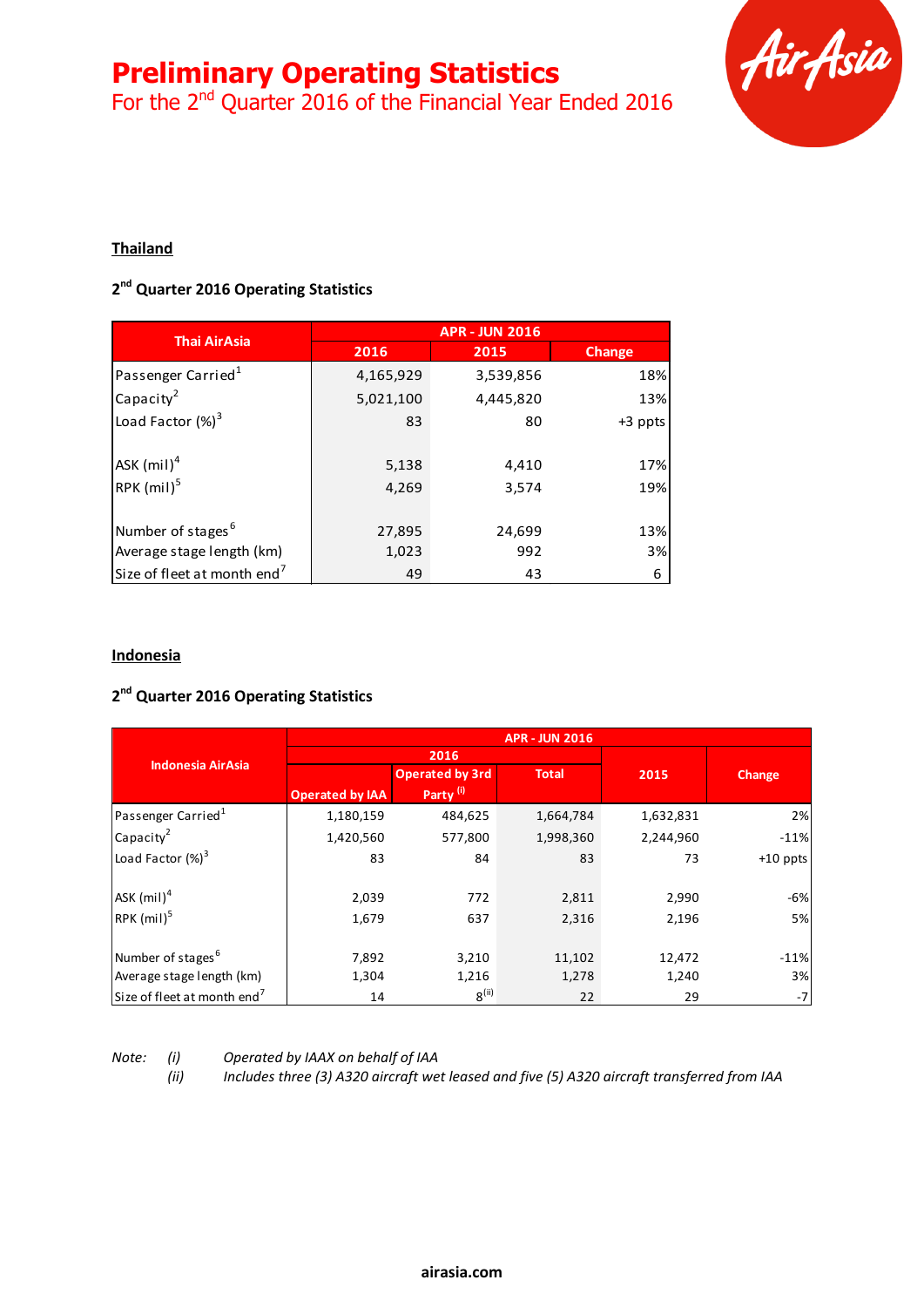# Preliminary Operating Statistics

For the 2nd Quarter 2016 of the Financial Year Ended 2016

## Thailand

### 2nd Quarter 2016 Operating Statistics

| Thai AirAsia | APR - JUN 2016 | | |
|---|---|---|---|
| | 2016 | 2015 | Change |
| Passenger Carried[1] | 4,165,929 | 3,539,856 | 18% |
| Capacity[2] | 5,021,100 | 4,445,820 | 13% |
| Load Factor (%)[3] | 83 | 80 | +3 ppts |
| ASK (mil)[4] | 5,138 | 4,410 | 17% |
| RPK (mil)[5] | 4,269 | 3,574 | 19% |
| Number of stages[6] | 27,895 | 24,699 | 13% |
| Average stage length (km) | 1,023 | 992 | 3% |
| Size of fleet at month end[7] | 49 | 43 | 6 |

## Indonesia

### 2nd Quarter 2016 Operating Statistics

| Indonesia AirAsia | APR - JUN 2016 | | | | |
|---|---|---|---|---|---|
| | 2016 | | | 2015 | Change |
| | Operated by IAA | Operated by 3rd Party (i) | Total | | |
| Passenger Carried[1] | 1,180,159 | 484,625 | 1,664,784 | 1,632,831 | 2% |
| Capacity[2] | 1,420,560 | 577,800 | 1,998,360 | 2,244,960 | -11% |
| Load Factor (%)[3] | 83 | 84 | 83 | 73 | +10 ppts |
| ASK (mil)[4] | 2,039 | 772 | 2,811 | 2,990 | -6% |
| RPK (mil)[5] | 1,679 | 637 | 2,316 | 2,196 | 5% |
| Number of stages[6] | 7,892 | 3,210 | 11,102 | 12,472 | -11% |
| Average stage length (km) | 1,304 | 1,216 | 1,278 | 1,240 | 3% |
| Size of fleet at month end[7] | 14 | 8 (ii) | 22 | 29 | -7 |

*Note:* *(i)* *Operated by IAAX on behalf of IAA*
*(ii)* *Includes three (3) A320 aircraft wet leased and five (5) A320 aircraft transferred from IAA*

airasia.com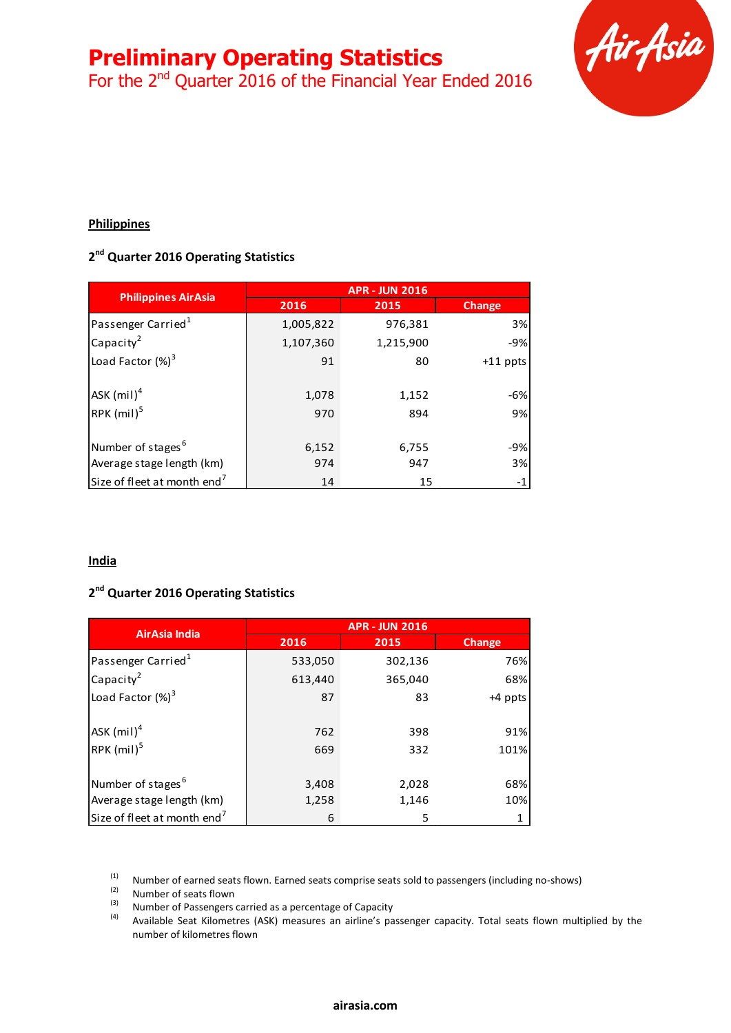# Preliminary Operating Statistics

For the 2nd Quarter 2016 of the Financial Year Ended 2016

## Philippines

### 2nd Quarter 2016 Operating Statistics

| Philippines AirAsia | APR - JUN 2016 | | |
|---|---|---|---|
| | 2016 | 2015 | Change |
| Passenger Carried[1] | 1,005,822 | 976,381 | 3% |
| Capacity[2] | 1,107,360 | 1,215,900 | -9% |
| Load Factor (%)[3] | 91 | 80 | +11 ppts |
| ASK (mil)[4] | 1,078 | 1,152 | -6% |
| RPK (mil)[5] | 970 | 894 | 9% |
| Number of stages[6] | 6,152 | 6,755 | -9% |
| Average stage length (km) | 974 | 947 | 3% |
| Size of fleet at month end[7] | 14 | 15 | -1 |

## India

### 2nd Quarter 2016 Operating Statistics

| AirAsia India | APR - JUN 2016 | | |
|---|---|---|---|
| | 2016 | 2015 | Change |
| Passenger Carried[1] | 533,050 | 302,136 | 76% |
| Capacity[2] | 613,440 | 365,040 | 68% |
| Load Factor (%)[3] | 87 | 83 | +4 ppts |
| ASK (mil)[4] | 762 | 398 | 91% |
| RPK (mil)[5] | 669 | 332 | 101% |
| Number of stages[6] | 3,408 | 2,028 | 68% |
| Average stage length (km) | 1,258 | 1,146 | 10% |
| Size of fleet at month end[7] | 6 | 5 | 1 |

(1) Number of earned seats flown. Earned seats comprise seats sold to passengers (including no-shows)
(2) Number of seats flown
(3) Number of Passengers carried as a percentage of Capacity
(4) Available Seat Kilometres (ASK) measures an airline's passenger capacity. Total seats flown multiplied by the number of kilometres flown

airasia.com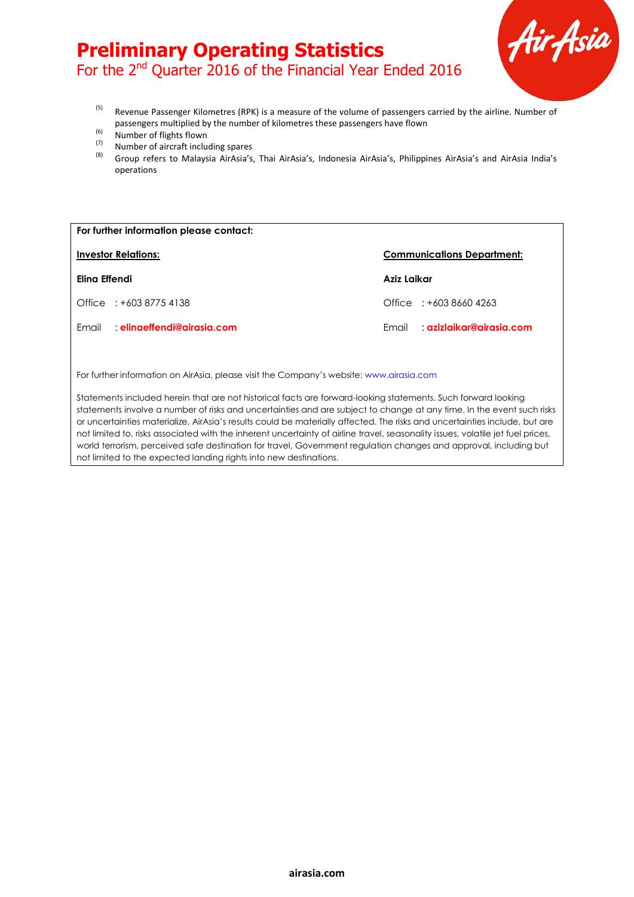[5] Revenue Passenger Kilometres (RPK) is a measure of the volume of passengers carried by the airline. Number of passengers multiplied by the number of kilometres these passengers have flown

[6] Number of flights flown

[7] Number of aircraft including spares

[8] Group refers to Malaysia AirAsia's, Thai AirAsia's, Indonesia AirAsia's, Philippines AirAsia's and AirAsia India's operations

**For further information please contact:**

| Investor Relations: | Communications Department: |
|---|---|
| **Elina Effendi** | **Aziz Laikar** |
| Office : +603 8775 4138 | Office : +603 8660 4263 |
| Email : **elinaeffendi@airasia.com** | Email : **azizlaikar@airasia.com** |

For further information on AirAsia, please visit the Company's website: www.airasia.com

Statements included herein that are not historical facts are forward-looking statements. Such forward looking statements involve a number of risks and uncertainties and are subject to change at any time. In the event such risks or uncertainties materialize, AirAsia's results could be materially affected. The risks and uncertainties include, but are not limited to, risks associated with the inherent uncertainty of airline travel, seasonality issues, volatile jet fuel prices, world terrorism, perceived safe destination for travel, Government regulation changes and approval, including but not limited to the expected landing rights into new destinations.